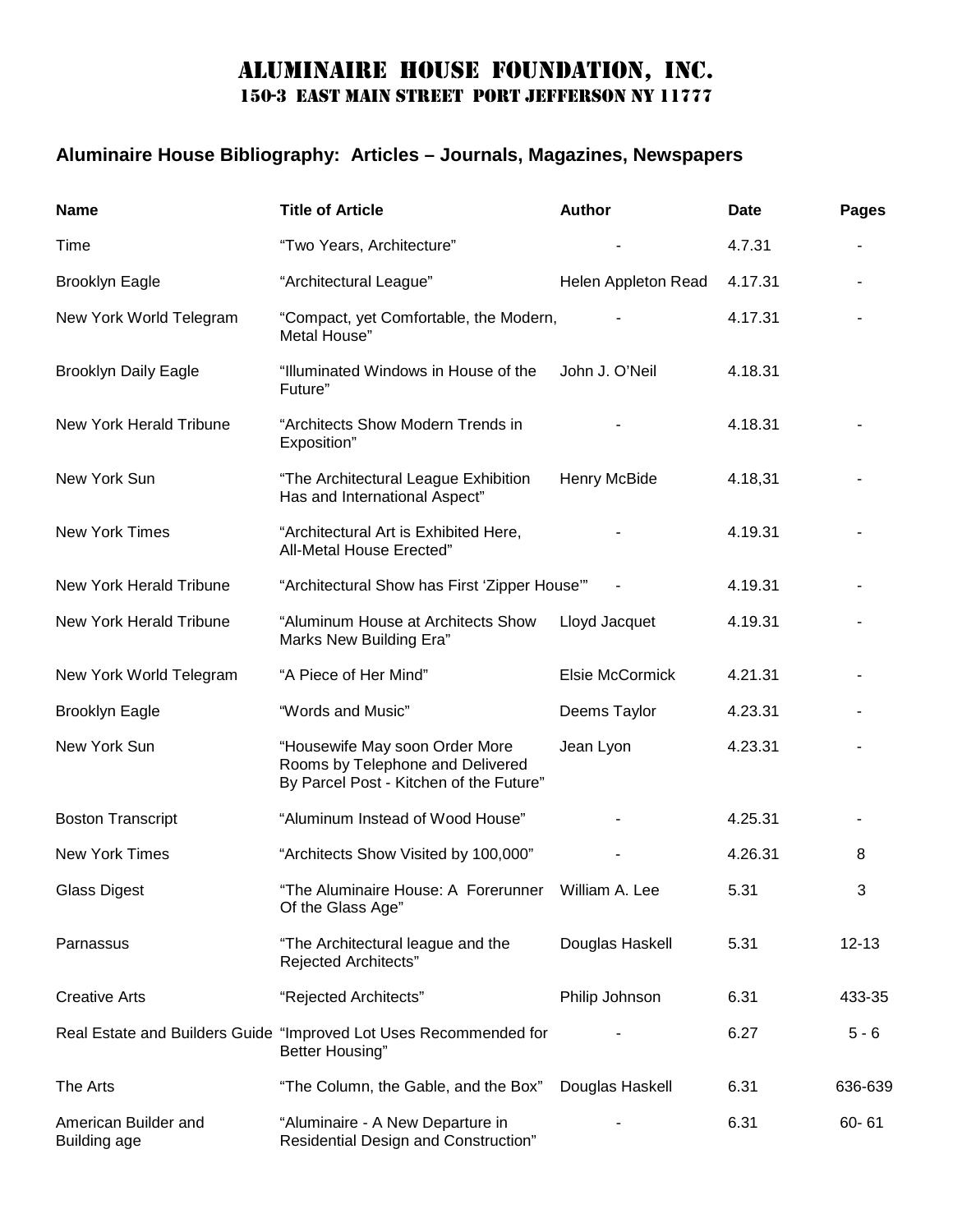# ALUMINAIRE HOUSE FOUNDATION, INC.

150-3 EAST MAIN STREET PORT JEFFERSON NY 11777

## Aluminaire House Bibliography: Articles – Journals, Magazines, Newspapers

| Name | Title of Article | Author | Date | Pages |
|---|---|---|---|---|
| Time | "Two Years, Architecture" | - | 4.7.31 | - |
| Brooklyn Eagle | "Architectural League" | Helen Appleton Read | 4.17.31 | - |
| New York World Telegram | "Compact, yet Comfortable, the Modern, Metal House" | - | 4.17.31 | - |
| Brooklyn Daily Eagle | "Illuminated Windows in House of the Future" | John J. O'Neil | 4.18.31 | |
| New York Herald Tribune | "Architects Show Modern Trends in Exposition" | - | 4.18.31 | - |
| New York Sun | "The Architectural League Exhibition Has and International Aspect" | Henry McBide | 4.18,31 | - |
| New York Times | "Architectural Art is Exhibited Here, All-Metal House Erected" | - | 4.19.31 | - |
| New York Herald Tribune | "Architectural Show has First 'Zipper House'" | - | 4.19.31 | - |
| New York Herald Tribune | "Aluminum House at Architects Show Marks New Building Era" | Lloyd Jacquet | 4.19.31 | - |
| New York World Telegram | "A Piece of Her Mind" | Elsie McCormick | 4.21.31 | - |
| Brooklyn Eagle | "Words and Music" | Deems Taylor | 4.23.31 | - |
| New York Sun | "Housewife May soon Order More Rooms by Telephone and Delivered By Parcel Post - Kitchen of the Future" | Jean Lyon | 4.23.31 | - |
| Boston Transcript | "Aluminum Instead of Wood House" | - | 4.25.31 | - |
| New York Times | "Architects Show Visited by 100,000" | - | 4.26.31 | 8 |
| Glass Digest | "The Aluminaire House: A Forerunner Of the Glass Age" | William A. Lee | 5.31 | 3 |
| Parnassus | "The Architectural league and the Rejected Architects" | Douglas Haskell | 5.31 | 12-13 |
| Creative Arts | "Rejected Architects" | Philip Johnson | 6.31 | 433-35 |
| Real Estate and Builders Guide | "Improved Lot Uses Recommended for Better Housing" | - | 6.27 | 5 - 6 |
| The Arts | "The Column, the Gable, and the Box" | Douglas Haskell | 6.31 | 636-639 |
| American Builder and Building age | "Aluminaire - A New Departure in Residential Design and Construction" | - | 6.31 | 60- 61 |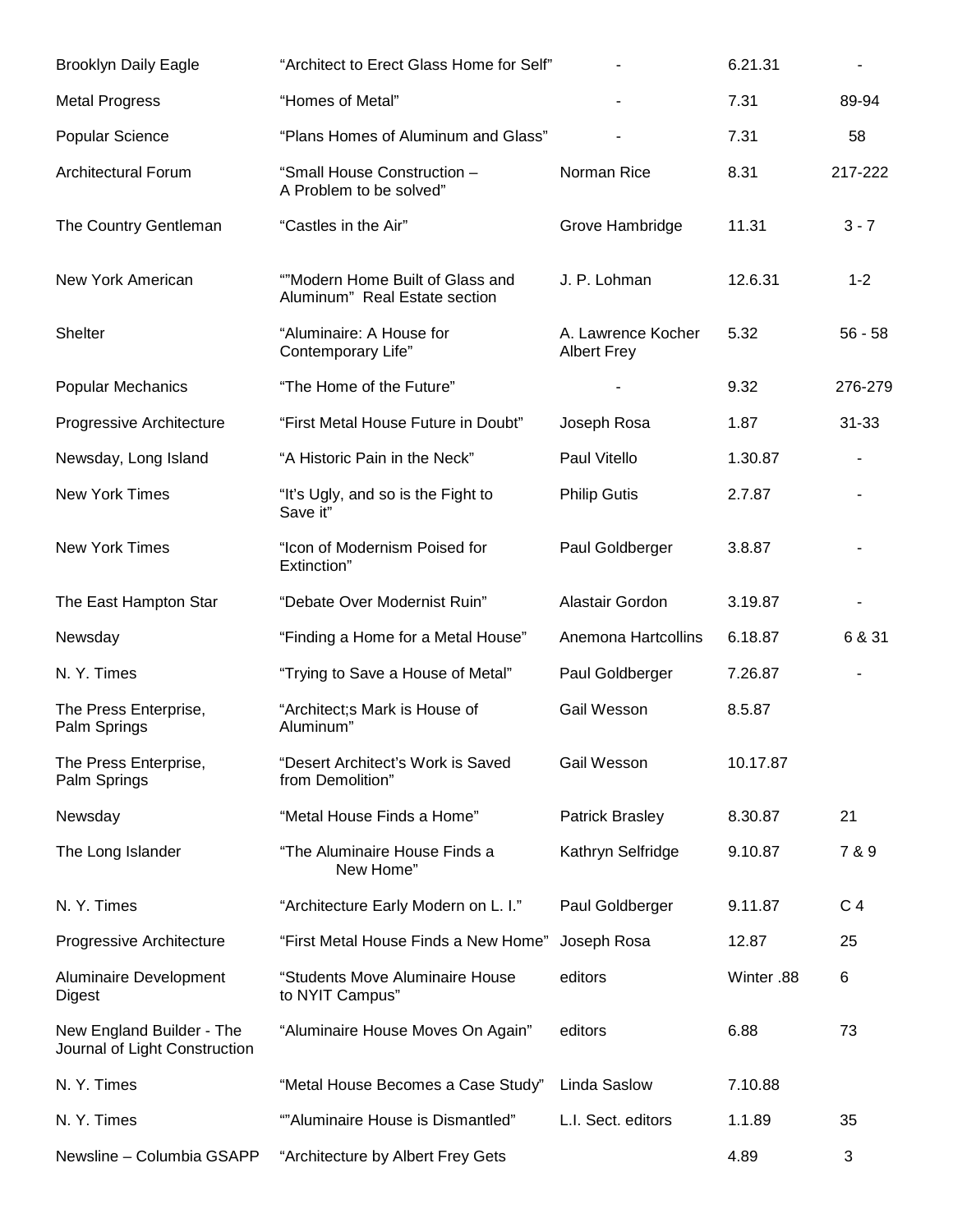| | | | | |
|---|---|---|---|---|
| Brooklyn Daily Eagle | “Architect to Erect Glass Home for Self” | - | 6.21.31 | - |
| Metal Progress | “Homes of Metal” | - | 7.31 | 89-94 |
| Popular Science | “Plans Homes of Aluminum and Glass” | - | 7.31 | 58 |
| Architectural Forum | “Small House Construction – A Problem to be solved” | Norman Rice | 8.31 | 217-222 |
| The Country Gentleman | “Castles in the Air” | Grove Hambridge | 11.31 | 3 - 7 |
| New York American | “”Modern Home Built of Glass and Aluminum” Real Estate section | J. P. Lohman | 12.6.31 | 1-2 |
| Shelter | “Aluminaire: A House for Contemporary Life” | A. Lawrence Kocher Albert Frey | 5.32 | 56 - 58 |
| Popular Mechanics | “The Home of the Future” | - | 9.32 | 276-279 |
| Progressive Architecture | “First Metal House Future in Doubt” | Joseph Rosa | 1.87 | 31-33 |
| Newsday, Long Island | “A Historic Pain in the Neck” | Paul Vitello | 1.30.87 | - |
| New York Times | “It’s Ugly, and so is the Fight to Save it” | Philip Gutis | 2.7.87 | - |
| New York Times | “Icon of Modernism Poised for Extinction” | Paul Goldberger | 3.8.87 | - |
| The East Hampton Star | “Debate Over Modernist Ruin” | Alastair Gordon | 3.19.87 | - |
| Newsday | “Finding a Home for a Metal House” | Anemona Hartcollins | 6.18.87 | 6 & 31 |
| N. Y. Times | “Trying to Save a House of Metal” | Paul Goldberger | 7.26.87 | - |
| The Press Enterprise, Palm Springs | “Architect;s Mark is House of Aluminum” | Gail Wesson | 8.5.87 | |
| The Press Enterprise, Palm Springs | “Desert Architect’s Work is Saved from Demolition” | Gail Wesson | 10.17.87 | |
| Newsday | “Metal House Finds a Home” | Patrick Brasley | 8.30.87 | 21 |
| The Long Islander | “The Aluminaire House Finds a New Home” | Kathryn Selfridge | 9.10.87 | 7 & 9 |
| N. Y. Times | “Architecture Early Modern on L. I.” | Paul Goldberger | 9.11.87 | C 4 |
| Progressive Architecture | “First Metal House Finds a New Home” | Joseph Rosa | 12.87 | 25 |
| Aluminaire Development Digest | “Students Move Aluminaire House to NYIT Campus” | editors | Winter .88 | 6 |
| New England Builder - The Journal of Light Construction | “Aluminaire House Moves On Again” | editors | 6.88 | 73 |
| N. Y. Times | “Metal House Becomes a Case Study” | Linda Saslow | 7.10.88 | |
| N. Y. Times | “”Aluminaire House is Dismantled” | L.I. Sect. editors | 1.1.89 | 35 |
| Newsline – Columbia GSAPP | “Architecture by Albert Frey Gets | | 4.89 | 3 |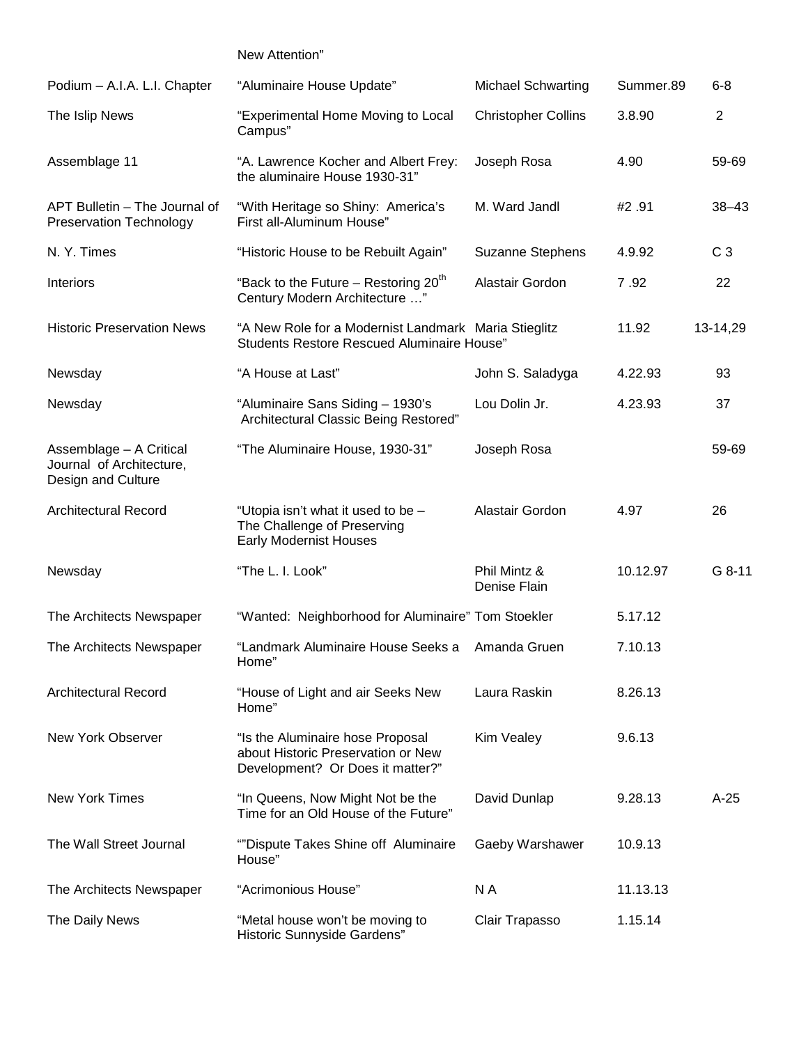| | | | | |
|---|---|---|---|---|
| | New Attention" | | | |
| Podium – A.I.A. L.I. Chapter | "Aluminaire House Update" | Michael Schwarting | Summer.89 | 6-8 |
| The Islip News | "Experimental Home Moving to Local Campus" | Christopher Collins | 3.8.90 | 2 |
| Assemblage 11 | "A. Lawrence Kocher and Albert Frey: the aluminaire House 1930-31" | Joseph Rosa | 4.90 | 59-69 |
| APT Bulletin – The Journal of Preservation Technology | "With Heritage so Shiny: America's First all-Aluminum House" | M. Ward Jandl | #2 .91 | 38–43 |
| N. Y. Times | "Historic House to be Rebuilt Again" | Suzanne Stephens | 4.9.92 | C 3 |
| Interiors | "Back to the Future – Restoring 20th Century Modern Architecture …" | Alastair Gordon | 7 .92 | 22 |
| Historic Preservation News | "A New Role for a Modernist Landmark Students Restore Rescued Aluminaire House" | Maria Stieglitz | 11.92 | 13-14,29 |
| Newsday | "A House at Last" | John S. Saladyga | 4.22.93 | 93 |
| Newsday | "Aluminaire Sans Siding – 1930's Architectural Classic Being Restored" | Lou Dolin Jr. | 4.23.93 | 37 |
| Assemblage – A Critical Journal of Architecture, Design and Culture | "The Aluminaire House, 1930-31" | Joseph Rosa | | 59-69 |
| Architectural Record | "Utopia isn't what it used to be – The Challenge of Preserving Early Modernist Houses | Alastair Gordon | 4.97 | 26 |
| Newsday | "The L. I. Look" | Phil Mintz & Denise Flain | 10.12.97 | G 8-11 |
| The Architects Newspaper | "Wanted: Neighborhood for Aluminaire" | Tom Stoekler | 5.17.12 | |
| The Architects Newspaper | "Landmark Aluminaire House Seeks a Home" | Amanda Gruen | 7.10.13 | |
| Architectural Record | "House of Light and air Seeks New Home" | Laura Raskin | 8.26.13 | |
| New York Observer | "Is the Aluminaire hose Proposal about Historic Preservation or New Development? Or Does it matter?" | Kim Vealey | 9.6.13 | |
| New York Times | "In Queens, Now Might Not be the Time for an Old House of the Future" | David Dunlap | 9.28.13 | A-25 |
| The Wall Street Journal | ""Dispute Takes Shine off Aluminaire House" | Gaeby Warshawer | 10.9.13 | |
| The Architects Newspaper | "Acrimonious House" | N A | 11.13.13 | |
| The Daily News | "Metal house won't be moving to Historic Sunnyside Gardens" | Clair Trapasso | 1.15.14 | |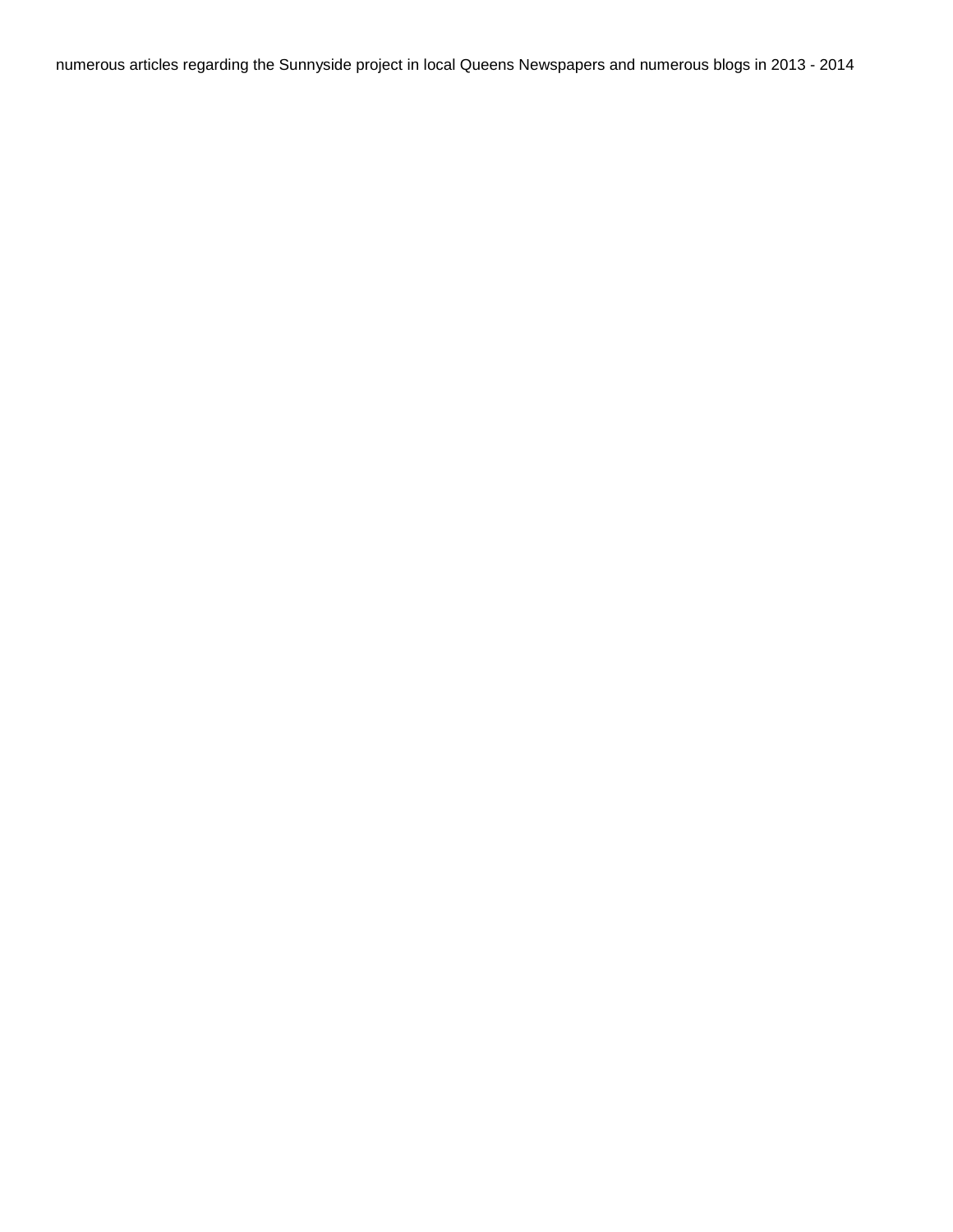numerous articles regarding the Sunnyside project in local Queens Newspapers and numerous blogs in 2013 - 2014